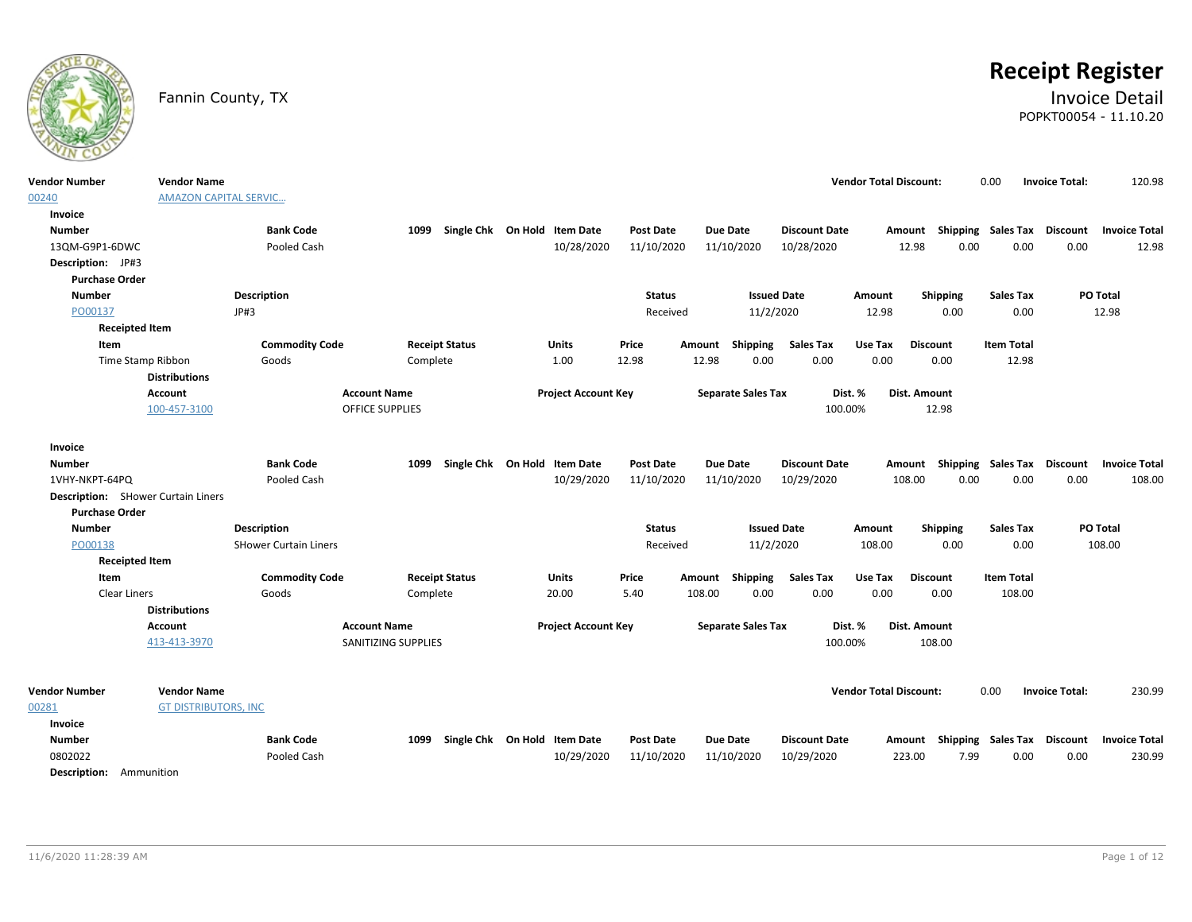# Receipt Register

Fannin County, TX

## Invoice Detail

POPKT00054 - 11.10.20

| Vendor Number | Vendor Name | Vendor Total Discount: | Invoice Total: |
|---|---|---|---|
| 00240 | AMAZON CAPITAL SERVIC... | 0.00 | 120.98 |

**Invoice**

| Number | Bank Code | 1099 | Single Chk | On Hold | Item Date | Post Date | Due Date | Discount Date | Amount | Shipping | Sales Tax | Discount | Invoice Total |
|---|---|---|---|---|---|---|---|---|---|---|---|---|---|
| 13QM-G9P1-6DWC | Pooled Cash | | | | 10/28/2020 | 11/10/2020 | 11/10/2020 | 10/28/2020 | 12.98 | 0.00 | 0.00 | 0.00 | 12.98 |

**Description:** JP#3

**Purchase Order**

| Number | Description | Status | Issued Date | Amount | Shipping | Sales Tax | PO Total |
|---|---|---|---|---|---|---|---|
| PO00137 | JP#3 | Received | 11/2/2020 | 12.98 | 0.00 | 0.00 | 12.98 |

**Receipted Item**

| Item | Commodity Code | Receipt Status | Units | Price | Amount | Shipping | Sales Tax | Use Tax | Discount | Item Total |
|---|---|---|---|---|---|---|---|---|---|---|
| Time Stamp Ribbon | Goods | Complete | 1.00 | 12.98 | 12.98 | 0.00 | 0.00 | 0.00 | 0.00 | 12.98 |

**Distributions**

| Account | Account Name | Project Account Key | Separate Sales Tax | Dist. % | Dist. Amount |
|---|---|---|---|---|---|
| 100-457-3100 | OFFICE SUPPLIES | | | 100.00% | 12.98 |

**Invoice**

| Number | Bank Code | 1099 | Single Chk | On Hold | Item Date | Post Date | Due Date | Discount Date | Amount | Shipping | Sales Tax | Discount | Invoice Total |
|---|---|---|---|---|---|---|---|---|---|---|---|---|---|
| 1VHY-NKPT-64PQ | Pooled Cash | | | | 10/29/2020 | 11/10/2020 | 11/10/2020 | 10/29/2020 | 108.00 | 0.00 | 0.00 | 0.00 | 108.00 |

**Description:** SHower Curtain Liners

**Purchase Order**

| Number | Description | Status | Issued Date | Amount | Shipping | Sales Tax | PO Total |
|---|---|---|---|---|---|---|---|
| PO00138 | SHower Curtain Liners | Received | 11/2/2020 | 108.00 | 0.00 | 0.00 | 108.00 |

**Receipted Item**

| Item | Commodity Code | Receipt Status | Units | Price | Amount | Shipping | Sales Tax | Use Tax | Discount | Item Total |
|---|---|---|---|---|---|---|---|---|---|---|
| Clear Liners | Goods | Complete | 20.00 | 5.40 | 108.00 | 0.00 | 0.00 | 0.00 | 0.00 | 108.00 |

**Distributions**

| Account | Account Name | Project Account Key | Separate Sales Tax | Dist. % | Dist. Amount |
|---|---|---|---|---|---|
| 413-413-3970 | SANITIZING SUPPLIES | | | 100.00% | 108.00 |

| Vendor Number | Vendor Name | Vendor Total Discount: | Invoice Total: |
|---|---|---|---|
| 00281 | GT DISTRIBUTORS, INC | 0.00 | 230.99 |

**Invoice**

| Number | Bank Code | 1099 | Single Chk | On Hold | Item Date | Post Date | Due Date | Discount Date | Amount | Shipping | Sales Tax | Discount | Invoice Total |
|---|---|---|---|---|---|---|---|---|---|---|---|---|---|
| 0802022 | Pooled Cash | | | | 10/29/2020 | 11/10/2020 | 11/10/2020 | 10/29/2020 | 223.00 | 7.99 | 0.00 | 0.00 | 230.99 |

**Description:** Ammunition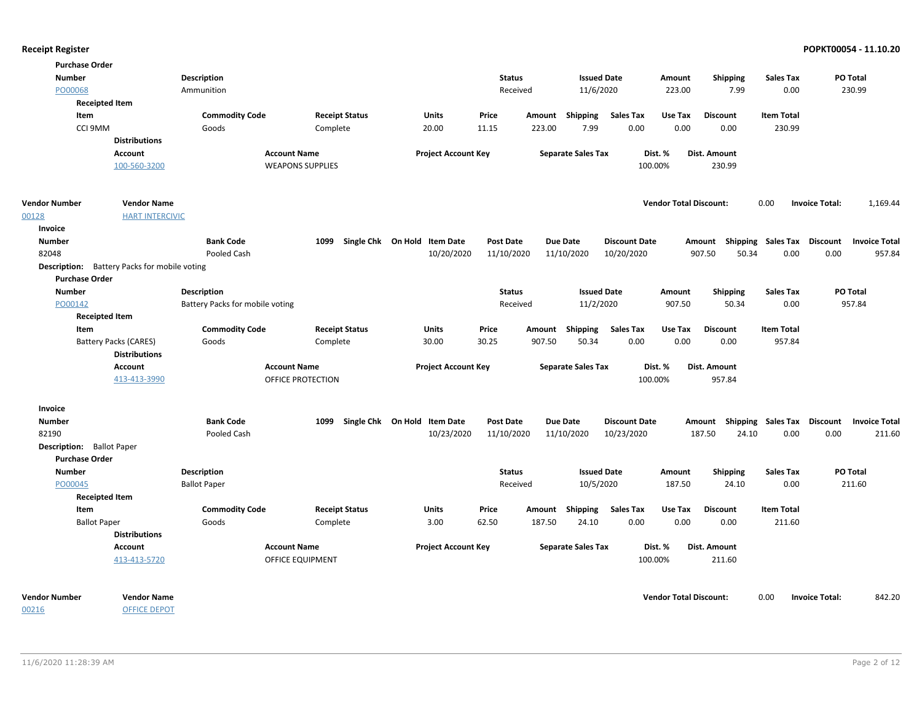**Purchase Order**

| Number | Description | Status | Issued Date | Amount | Shipping | Sales Tax | PO Total |
|---|---|---|---|---|---|---|---|
| PO00068 | Ammunition | Received | 11/6/2020 | 223.00 | 7.99 | 0.00 | 230.99 |

**Receipted Item**

| Item | Commodity Code | Receipt Status | Units | Price | Amount | Shipping | Sales Tax | Use Tax | Discount | Item Total |
|---|---|---|---|---|---|---|---|---|---|---|
| CCI 9MM | Goods | Complete | 20.00 | 11.15 | 223.00 | 7.99 | 0.00 | 0.00 | 0.00 | 230.99 |

**Distributions**

| Account | Account Name | Project Account Key | Separate Sales Tax | Dist. % | Dist. Amount |
|---|---|---|---|---|---|
| 100-560-3200 | WEAPONS SUPPLIES | | | 100.00% | 230.99 |

**Vendor Total Discount:** 0.00 **Invoice Total:** 1,169.44

| Vendor Number | Vendor Name |
|---|---|
| 00128 | HART INTERCIVIC |

**Invoice**

| Number | Bank Code | 1099 | Single Chk | On Hold | Item Date | Post Date | Due Date | Discount Date | Amount | Shipping | Sales Tax | Discount | Invoice Total |
|---|---|---|---|---|---|---|---|---|---|---|---|---|---|
| 82048 | Pooled Cash | | | | 10/20/2020 | 11/10/2020 | 11/10/2020 | 10/20/2020 | 907.50 | 50.34 | 0.00 | 0.00 | 957.84 |

**Description:** Battery Packs for mobile voting

**Purchase Order**

| Number | Description | Status | Issued Date | Amount | Shipping | Sales Tax | PO Total |
|---|---|---|---|---|---|---|---|
| PO00142 | Battery Packs for mobile voting | Received | 11/2/2020 | 907.50 | 50.34 | 0.00 | 957.84 |

**Receipted Item**

| Item | Commodity Code | Receipt Status | Units | Price | Amount | Shipping | Sales Tax | Use Tax | Discount | Item Total |
|---|---|---|---|---|---|---|---|---|---|---|
| Battery Packs (CARES) | Goods | Complete | 30.00 | 30.25 | 907.50 | 50.34 | 0.00 | 0.00 | 0.00 | 957.84 |

**Distributions**

| Account | Account Name | Project Account Key | Separate Sales Tax | Dist. % | Dist. Amount |
|---|---|---|---|---|---|
| 413-413-3990 | OFFICE PROTECTION | | | 100.00% | 957.84 |

**Invoice**

| Number | Bank Code | 1099 | Single Chk | On Hold | Item Date | Post Date | Due Date | Discount Date | Amount | Shipping | Sales Tax | Discount | Invoice Total |
|---|---|---|---|---|---|---|---|---|---|---|---|---|---|
| 82190 | Pooled Cash | | | | 10/23/2020 | 11/10/2020 | 11/10/2020 | 10/23/2020 | 187.50 | 24.10 | 0.00 | 0.00 | 211.60 |

**Description:** Ballot Paper

**Purchase Order**

| Number | Description | Status | Issued Date | Amount | Shipping | Sales Tax | PO Total |
|---|---|---|---|---|---|---|---|
| PO00045 | Ballot Paper | Received | 10/5/2020 | 187.50 | 24.10 | 0.00 | 211.60 |

**Receipted Item**

| Item | Commodity Code | Receipt Status | Units | Price | Amount | Shipping | Sales Tax | Use Tax | Discount | Item Total |
|---|---|---|---|---|---|---|---|---|---|---|
| Ballot Paper | Goods | Complete | 3.00 | 62.50 | 187.50 | 24.10 | 0.00 | 0.00 | 0.00 | 211.60 |

**Distributions**

| Account | Account Name | Project Account Key | Separate Sales Tax | Dist. % | Dist. Amount |
|---|---|---|---|---|---|
| 413-413-5720 | OFFICE EQUIPMENT | | | 100.00% | 211.60 |

**Vendor Total Discount:** 0.00 **Invoice Total:** 842.20

| Vendor Number | Vendor Name |
|---|---|
| 00216 | OFFICE DEPOT |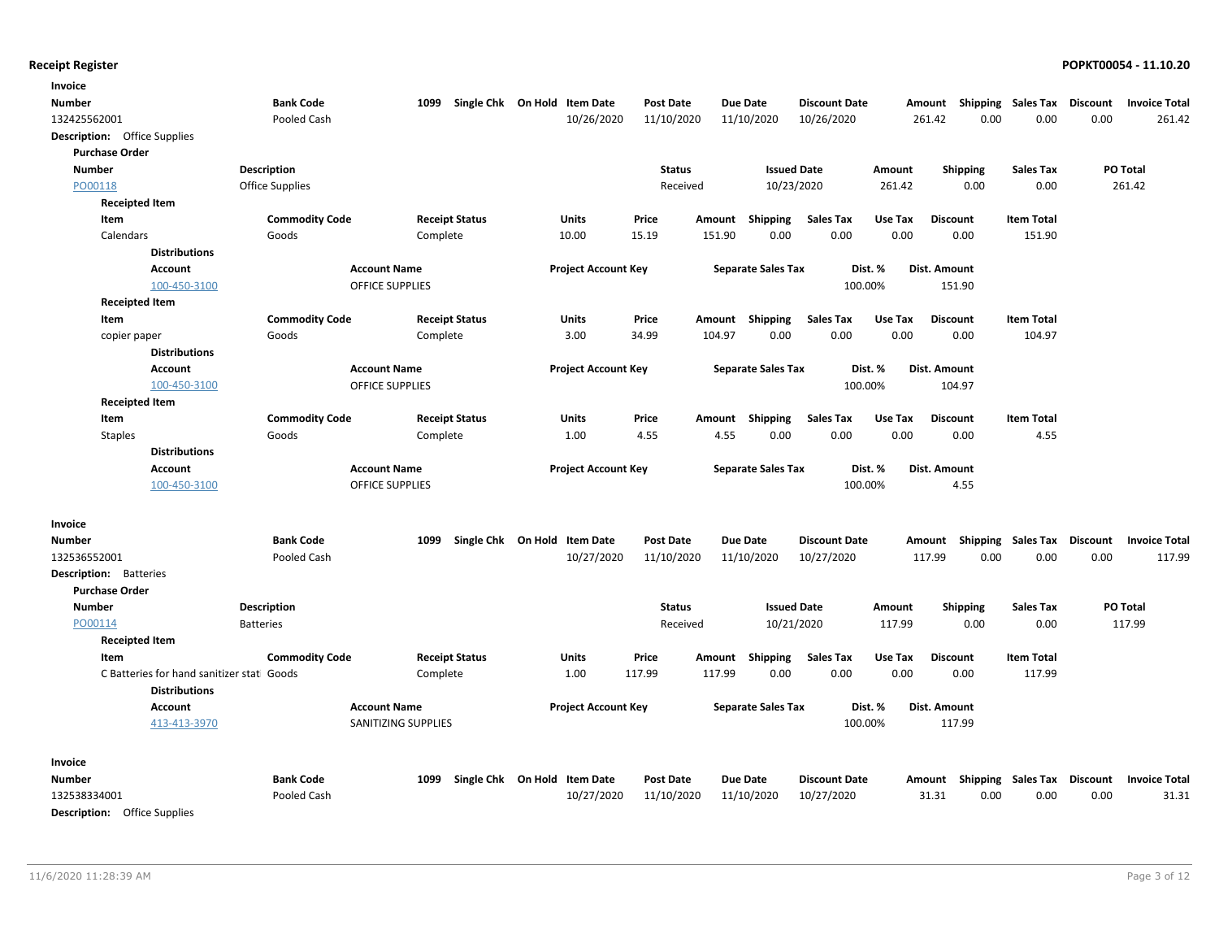**Receipt Register**

**POPKT00054 - 11.10.20**

**Invoice**

| Number | Bank Code | 1099 | Single Chk | On Hold | Item Date | Post Date | Due Date | Discount Date | Amount | Shipping | Sales Tax | Discount | Invoice Total |
|---|---|---|---|---|---|---|---|---|---|---|---|---|---|
| 132425562001 | Pooled Cash | | | | 10/26/2020 | 11/10/2020 | 11/10/2020 | 10/26/2020 | 261.42 | 0.00 | 0.00 | 0.00 | 261.42 |

**Description:** Office Supplies

**Purchase Order**

| Number | Description | Status | Issued Date | Amount | Shipping | Sales Tax | PO Total |
|---|---|---|---|---|---|---|---|
| PO00118 | Office Supplies | Received | 10/23/2020 | 261.42 | 0.00 | 0.00 | 261.42 |

**Receipted Item**

| Item | Commodity Code | Receipt Status | Units | Price | Amount | Shipping | Sales Tax | Use Tax | Discount | Item Total |
|---|---|---|---|---|---|---|---|---|---|---|
| Calendars | Goods | Complete | 10.00 | 15.19 | 151.90 | 0.00 | 0.00 | 0.00 | 0.00 | 151.90 |

**Distributions**

| Account | Account Name | Project Account Key | Separate Sales Tax | Dist. % | Dist. Amount |
|---|---|---|---|---|---|
| 100-450-3100 | OFFICE SUPPLIES | | | 100.00% | 151.90 |

**Receipted Item**

| Item | Commodity Code | Receipt Status | Units | Price | Amount | Shipping | Sales Tax | Use Tax | Discount | Item Total |
|---|---|---|---|---|---|---|---|---|---|---|
| copier paper | Goods | Complete | 3.00 | 34.99 | 104.97 | 0.00 | 0.00 | 0.00 | 0.00 | 104.97 |

**Distributions**

| Account | Account Name | Project Account Key | Separate Sales Tax | Dist. % | Dist. Amount |
|---|---|---|---|---|---|
| 100-450-3100 | OFFICE SUPPLIES | | | 100.00% | 104.97 |

**Receipted Item**

| Item | Commodity Code | Receipt Status | Units | Price | Amount | Shipping | Sales Tax | Use Tax | Discount | Item Total |
|---|---|---|---|---|---|---|---|---|---|---|
| Staples | Goods | Complete | 1.00 | 4.55 | 4.55 | 0.00 | 0.00 | 0.00 | 0.00 | 4.55 |

**Distributions**

| Account | Account Name | Project Account Key | Separate Sales Tax | Dist. % | Dist. Amount |
|---|---|---|---|---|---|
| 100-450-3100 | OFFICE SUPPLIES | | | 100.00% | 4.55 |

**Invoice**

| Number | Bank Code | 1099 | Single Chk | On Hold | Item Date | Post Date | Due Date | Discount Date | Amount | Shipping | Sales Tax | Discount | Invoice Total |
|---|---|---|---|---|---|---|---|---|---|---|---|---|---|
| 132536552001 | Pooled Cash | | | | 10/27/2020 | 11/10/2020 | 11/10/2020 | 10/27/2020 | 117.99 | 0.00 | 0.00 | 0.00 | 117.99 |

**Description:** Batteries

**Purchase Order**

| Number | Description | Status | Issued Date | Amount | Shipping | Sales Tax | PO Total |
|---|---|---|---|---|---|---|---|
| PO00114 | Batteries | Received | 10/21/2020 | 117.99 | 0.00 | 0.00 | 117.99 |

**Receipted Item**

| Item | Commodity Code | Receipt Status | Units | Price | Amount | Shipping | Sales Tax | Use Tax | Discount | Item Total |
|---|---|---|---|---|---|---|---|---|---|---|
| C Batteries for hand sanitizer stat | Goods | Complete | 1.00 | 117.99 | 117.99 | 0.00 | 0.00 | 0.00 | 0.00 | 117.99 |

**Distributions**

| Account | Account Name | Project Account Key | Separate Sales Tax | Dist. % | Dist. Amount |
|---|---|---|---|---|---|
| 413-413-3970 | SANITIZING SUPPLIES | | | 100.00% | 117.99 |

**Invoice**

| Number | Bank Code | 1099 | Single Chk | On Hold | Item Date | Post Date | Due Date | Discount Date | Amount | Shipping | Sales Tax | Discount | Invoice Total |
|---|---|---|---|---|---|---|---|---|---|---|---|---|---|
| 132538334001 | Pooled Cash | | | | 10/27/2020 | 11/10/2020 | 11/10/2020 | 10/27/2020 | 31.31 | 0.00 | 0.00 | 0.00 | 31.31 |

**Description:** Office Supplies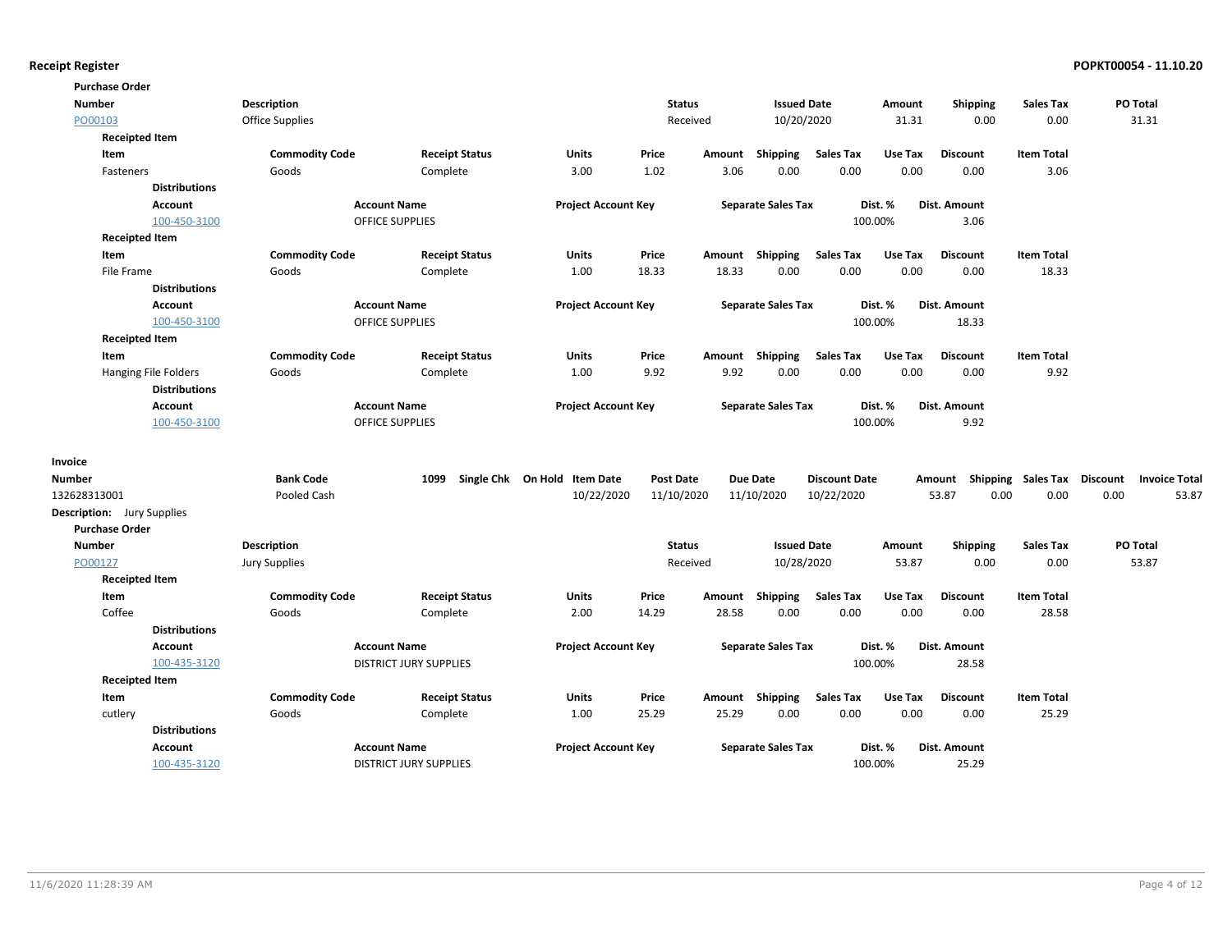**Receipt Register**

**Purchase Order**

| Number | Description | Status | Issued Date | Amount | Shipping | Sales Tax | PO Total |
|---|---|---|---|---|---|---|---|
| PO00103 | Office Supplies | Received | 10/20/2020 | 31.31 | 0.00 | 0.00 | 31.31 |

**Receipted Item**

| Item | Commodity Code | Receipt Status | Units | Price | Amount | Shipping | Sales Tax | Use Tax | Discount | Item Total |
|---|---|---|---|---|---|---|---|---|---|---|
| Fasteners | Goods | Complete | 3.00 | 1.02 | 3.06 | 0.00 | 0.00 | 0.00 | 0.00 | 3.06 |

**Distributions**

| Account | Account Name | Project Account Key | Separate Sales Tax | Dist. % | Dist. Amount |
|---|---|---|---|---|---|
| 100-450-3100 | OFFICE SUPPLIES | | | 100.00% | 3.06 |

**Receipted Item**

| Item | Commodity Code | Receipt Status | Units | Price | Amount | Shipping | Sales Tax | Use Tax | Discount | Item Total |
|---|---|---|---|---|---|---|---|---|---|---|
| File Frame | Goods | Complete | 1.00 | 18.33 | 18.33 | 0.00 | 0.00 | 0.00 | 0.00 | 18.33 |

**Distributions**

| Account | Account Name | Project Account Key | Separate Sales Tax | Dist. % | Dist. Amount |
|---|---|---|---|---|---|
| 100-450-3100 | OFFICE SUPPLIES | | | 100.00% | 18.33 |

**Receipted Item**

| Item | Commodity Code | Receipt Status | Units | Price | Amount | Shipping | Sales Tax | Use Tax | Discount | Item Total |
|---|---|---|---|---|---|---|---|---|---|---|
| Hanging File Folders | Goods | Complete | 1.00 | 9.92 | 9.92 | 0.00 | 0.00 | 0.00 | 0.00 | 9.92 |

**Distributions**

| Account | Account Name | Project Account Key | Separate Sales Tax | Dist. % | Dist. Amount |
|---|---|---|---|---|---|
| 100-450-3100 | OFFICE SUPPLIES | | | 100.00% | 9.92 |

**Invoice**

| Number | Bank Code | 1099 | Single Chk | On Hold | Item Date | Post Date | Due Date | Discount Date | Amount | Shipping | Sales Tax | Discount | Invoice Total |
|---|---|---|---|---|---|---|---|---|---|---|---|---|---|
| 132628313001 | Pooled Cash | | | | 10/22/2020 | 11/10/2020 | 11/10/2020 | 10/22/2020 | 53.87 | 0.00 | 0.00 | 0.00 | 53.87 |

**Description:** Jury Supplies

**Purchase Order**

| Number | Description | Status | Issued Date | Amount | Shipping | Sales Tax | PO Total |
|---|---|---|---|---|---|---|---|
| PO00127 | Jury Supplies | Received | 10/28/2020 | 53.87 | 0.00 | 0.00 | 53.87 |

**Receipted Item**

| Item | Commodity Code | Receipt Status | Units | Price | Amount | Shipping | Sales Tax | Use Tax | Discount | Item Total |
|---|---|---|---|---|---|---|---|---|---|---|
| Coffee | Goods | Complete | 2.00 | 14.29 | 28.58 | 0.00 | 0.00 | 0.00 | 0.00 | 28.58 |

**Distributions**

| Account | Account Name | Project Account Key | Separate Sales Tax | Dist. % | Dist. Amount |
|---|---|---|---|---|---|
| 100-435-3120 | DISTRICT JURY SUPPLIES | | | 100.00% | 28.58 |

**Receipted Item**

| Item | Commodity Code | Receipt Status | Units | Price | Amount | Shipping | Sales Tax | Use Tax | Discount | Item Total |
|---|---|---|---|---|---|---|---|---|---|---|
| cutlery | Goods | Complete | 1.00 | 25.29 | 25.29 | 0.00 | 0.00 | 0.00 | 0.00 | 25.29 |

**Distributions**

| Account | Account Name | Project Account Key | Separate Sales Tax | Dist. % | Dist. Amount |
|---|---|---|---|---|---|
| 100-435-3120 | DISTRICT JURY SUPPLIES | | | 100.00% | 25.29 |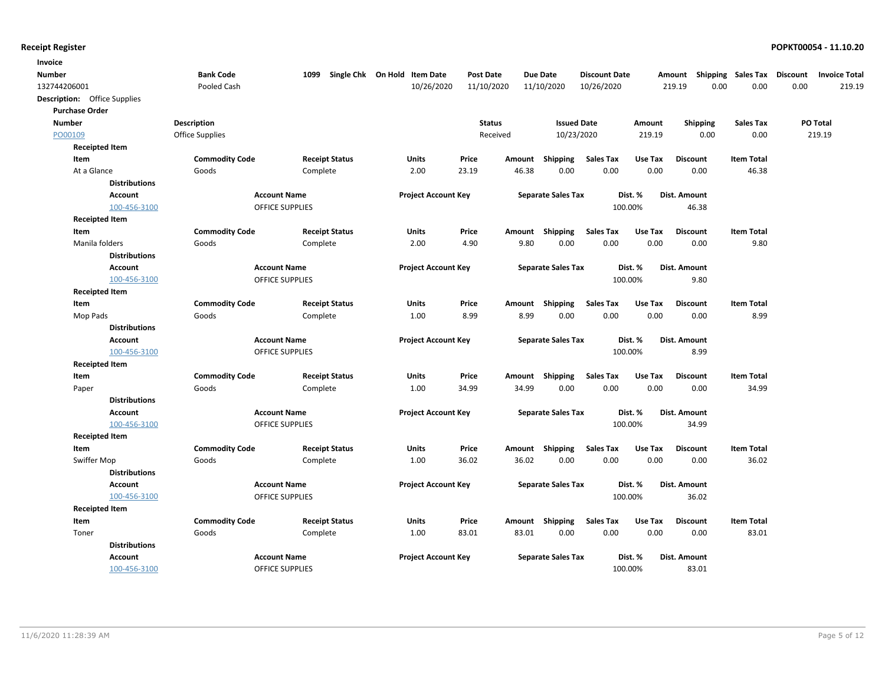**Receipt Register** **POPKT00054 - 11.10.20**

| Invoice Number | Bank Code | 1099 | Single Chk | On Hold | Item Date | Post Date | Due Date | Discount Date | Amount | Shipping | Sales Tax | Discount | Invoice Total |
|---|---|---|---|---|---|---|---|---|---|---|---|---|---|
| 132744206001 | Pooled Cash | | | | 10/26/2020 | 11/10/2020 | 11/10/2020 | 10/26/2020 | 219.19 | 0.00 | 0.00 | 0.00 | 219.19 |

**Description:** Office Supplies

**Purchase Order**

| Number | Description | Status | Issued Date | Amount | Shipping | Sales Tax | PO Total |
|---|---|---|---|---|---|---|---|
| PO00109 | Office Supplies | Received | 10/23/2020 | 219.19 | 0.00 | 0.00 | 219.19 |

**Receipted Item**

| Item | Commodity Code | Receipt Status | Units | Price | Amount | Shipping | Sales Tax | Use Tax | Discount | Item Total |
|---|---|---|---|---|---|---|---|---|---|---|
| At a Glance | Goods | Complete | 2.00 | 23.19 | 46.38 | 0.00 | 0.00 | 0.00 | 0.00 | 46.38 |

**Distributions**

| Account | Account Name | Project Account Key | Separate Sales Tax | Dist. % | Dist. Amount |
|---|---|---|---|---|---|
| 100-456-3100 | OFFICE SUPPLIES | | | 100.00% | 46.38 |

**Receipted Item**

| Item | Commodity Code | Receipt Status | Units | Price | Amount | Shipping | Sales Tax | Use Tax | Discount | Item Total |
|---|---|---|---|---|---|---|---|---|---|---|
| Manila folders | Goods | Complete | 2.00 | 4.90 | 9.80 | 0.00 | 0.00 | 0.00 | 0.00 | 9.80 |

**Distributions**

| Account | Account Name | Project Account Key | Separate Sales Tax | Dist. % | Dist. Amount |
|---|---|---|---|---|---|
| 100-456-3100 | OFFICE SUPPLIES | | | 100.00% | 9.80 |

**Receipted Item**

| Item | Commodity Code | Receipt Status | Units | Price | Amount | Shipping | Sales Tax | Use Tax | Discount | Item Total |
|---|---|---|---|---|---|---|---|---|---|---|
| Mop Pads | Goods | Complete | 1.00 | 8.99 | 8.99 | 0.00 | 0.00 | 0.00 | 0.00 | 8.99 |

**Distributions**

| Account | Account Name | Project Account Key | Separate Sales Tax | Dist. % | Dist. Amount |
|---|---|---|---|---|---|
| 100-456-3100 | OFFICE SUPPLIES | | | 100.00% | 8.99 |

**Receipted Item**

| Item | Commodity Code | Receipt Status | Units | Price | Amount | Shipping | Sales Tax | Use Tax | Discount | Item Total |
|---|---|---|---|---|---|---|---|---|---|---|
| Paper | Goods | Complete | 1.00 | 34.99 | 34.99 | 0.00 | 0.00 | 0.00 | 0.00 | 34.99 |

**Distributions**

| Account | Account Name | Project Account Key | Separate Sales Tax | Dist. % | Dist. Amount |
|---|---|---|---|---|---|
| 100-456-3100 | OFFICE SUPPLIES | | | 100.00% | 34.99 |

**Receipted Item**

| Item | Commodity Code | Receipt Status | Units | Price | Amount | Shipping | Sales Tax | Use Tax | Discount | Item Total |
|---|---|---|---|---|---|---|---|---|---|---|
| Swiffer Mop | Goods | Complete | 1.00 | 36.02 | 36.02 | 0.00 | 0.00 | 0.00 | 0.00 | 36.02 |

**Distributions**

| Account | Account Name | Project Account Key | Separate Sales Tax | Dist. % | Dist. Amount |
|---|---|---|---|---|---|
| 100-456-3100 | OFFICE SUPPLIES | | | 100.00% | 36.02 |

**Receipted Item**

| Item | Commodity Code | Receipt Status | Units | Price | Amount | Shipping | Sales Tax | Use Tax | Discount | Item Total |
|---|---|---|---|---|---|---|---|---|---|---|
| Toner | Goods | Complete | 1.00 | 83.01 | 83.01 | 0.00 | 0.00 | 0.00 | 0.00 | 83.01 |

**Distributions**

| Account | Account Name | Project Account Key | Separate Sales Tax | Dist. % | Dist. Amount |
|---|---|---|---|---|---|
| 100-456-3100 | OFFICE SUPPLIES | | | 100.00% | 83.01 |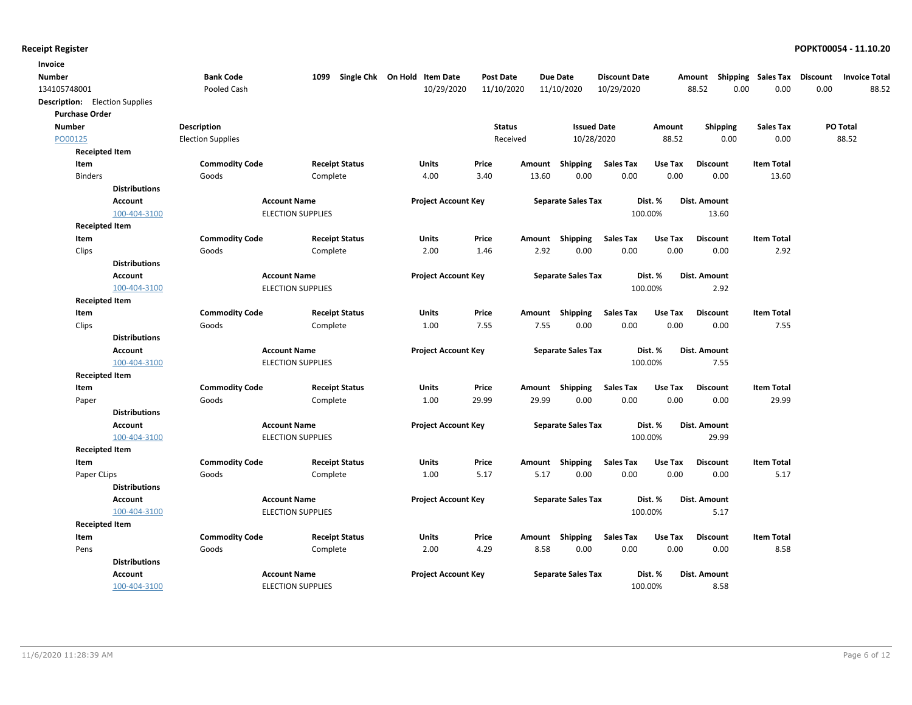## Receipt Register

**POPKT00054 - 11.10.20**

**Invoice**

| Number | Bank Code | 1099 | Single Chk | On Hold | Item Date | Post Date | Due Date | Discount Date | Amount | Shipping | Sales Tax | Discount | Invoice Total |
|---|---|---|---|---|---|---|---|---|---|---|---|---|---|
| 134105748001 | Pooled Cash | | | | 10/29/2020 | 11/10/2020 | 11/10/2020 | 10/29/2020 | 88.52 | 0.00 | 0.00 | 0.00 | 88.52 |

**Description:** Election Supplies

**Purchase Order**

| Number | Description | Status | Issued Date | Amount | Shipping | Sales Tax | PO Total |
|---|---|---|---|---|---|---|---|
| PO00125 | Election Supplies | Received | 10/28/2020 | 88.52 | 0.00 | 0.00 | 88.52 |

**Receipted Item**

| Item | Commodity Code | Receipt Status | Units | Price | Amount | Shipping | Sales Tax | Use Tax | Discount | Item Total |
|---|---|---|---|---|---|---|---|---|---|---|
| Binders | Goods | Complete | 4.00 | 3.40 | 13.60 | 0.00 | 0.00 | 0.00 | 0.00 | 13.60 |

**Distributions**

| Account | Account Name | Project Account Key | Separate Sales Tax | Dist. % | Dist. Amount |
|---|---|---|---|---|---|
| 100-404-3100 | ELECTION SUPPLIES | | | 100.00% | 13.60 |

**Receipted Item**

| Item | Commodity Code | Receipt Status | Units | Price | Amount | Shipping | Sales Tax | Use Tax | Discount | Item Total |
|---|---|---|---|---|---|---|---|---|---|---|
| Clips | Goods | Complete | 2.00 | 1.46 | 2.92 | 0.00 | 0.00 | 0.00 | 0.00 | 2.92 |

**Distributions**

| Account | Account Name | Project Account Key | Separate Sales Tax | Dist. % | Dist. Amount |
|---|---|---|---|---|---|
| 100-404-3100 | ELECTION SUPPLIES | | | 100.00% | 2.92 |

**Receipted Item**

| Item | Commodity Code | Receipt Status | Units | Price | Amount | Shipping | Sales Tax | Use Tax | Discount | Item Total |
|---|---|---|---|---|---|---|---|---|---|---|
| Clips | Goods | Complete | 1.00 | 7.55 | 7.55 | 0.00 | 0.00 | 0.00 | 0.00 | 7.55 |

**Distributions**

| Account | Account Name | Project Account Key | Separate Sales Tax | Dist. % | Dist. Amount |
|---|---|---|---|---|---|
| 100-404-3100 | ELECTION SUPPLIES | | | 100.00% | 7.55 |

**Receipted Item**

| Item | Commodity Code | Receipt Status | Units | Price | Amount | Shipping | Sales Tax | Use Tax | Discount | Item Total |
|---|---|---|---|---|---|---|---|---|---|---|
| Paper | Goods | Complete | 1.00 | 29.99 | 29.99 | 0.00 | 0.00 | 0.00 | 0.00 | 29.99 |

**Distributions**

| Account | Account Name | Project Account Key | Separate Sales Tax | Dist. % | Dist. Amount |
|---|---|---|---|---|---|
| 100-404-3100 | ELECTION SUPPLIES | | | 100.00% | 29.99 |

**Receipted Item**

| Item | Commodity Code | Receipt Status | Units | Price | Amount | Shipping | Sales Tax | Use Tax | Discount | Item Total |
|---|---|---|---|---|---|---|---|---|---|---|
| Paper CLips | Goods | Complete | 1.00 | 5.17 | 5.17 | 0.00 | 0.00 | 0.00 | 0.00 | 5.17 |

**Distributions**

| Account | Account Name | Project Account Key | Separate Sales Tax | Dist. % | Dist. Amount |
|---|---|---|---|---|---|
| 100-404-3100 | ELECTION SUPPLIES | | | 100.00% | 5.17 |

**Receipted Item**

| Item | Commodity Code | Receipt Status | Units | Price | Amount | Shipping | Sales Tax | Use Tax | Discount | Item Total |
|---|---|---|---|---|---|---|---|---|---|---|
| Pens | Goods | Complete | 2.00 | 4.29 | 8.58 | 0.00 | 0.00 | 0.00 | 0.00 | 8.58 |

**Distributions**

| Account | Account Name | Project Account Key | Separate Sales Tax | Dist. % | Dist. Amount |
|---|---|---|---|---|---|
| 100-404-3100 | ELECTION SUPPLIES | | | 100.00% | 8.58 |

11/6/2020 11:28:39 AM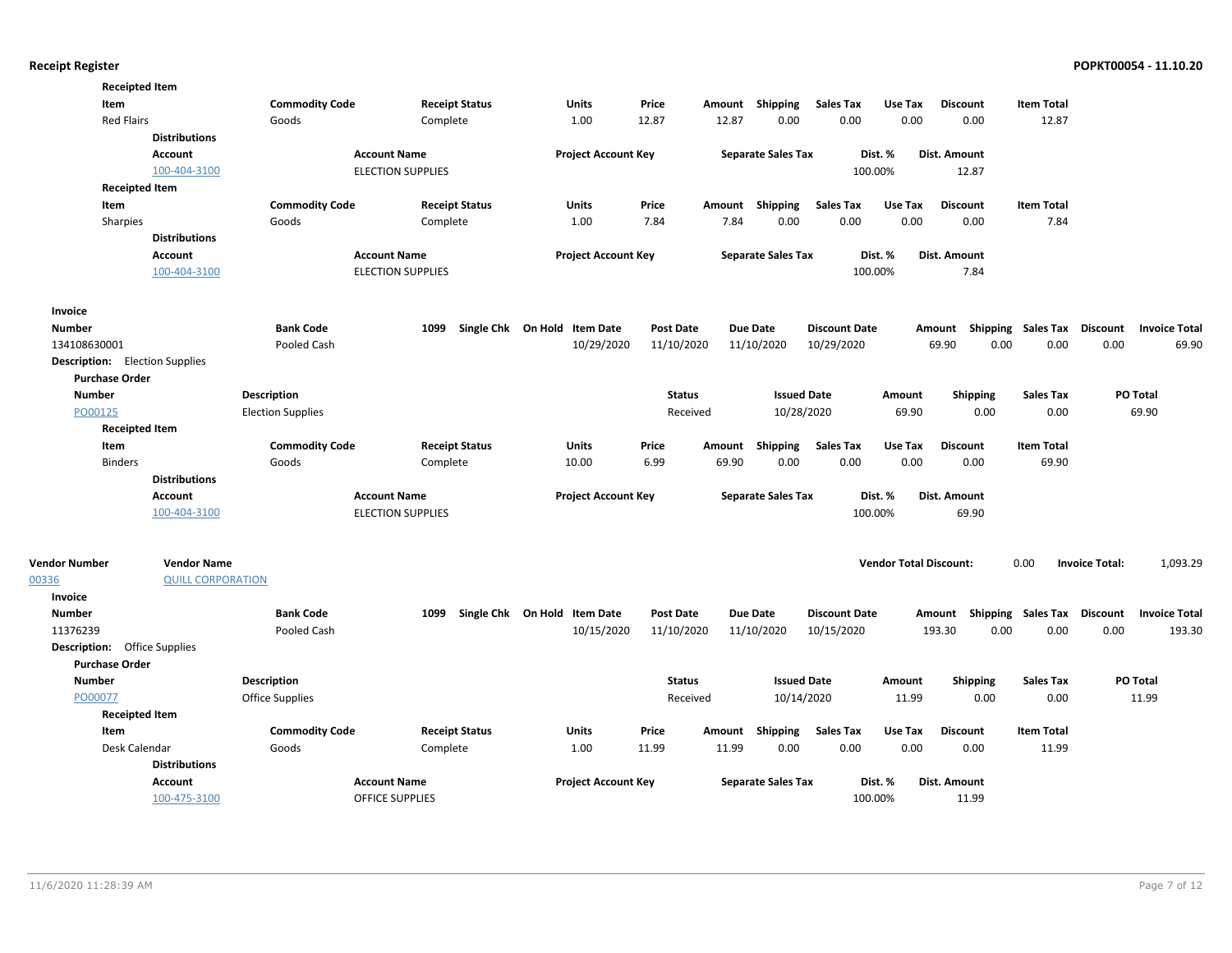**Receipted Item**

| Item | Commodity Code | Receipt Status | Units | Price | Amount | Shipping | Sales Tax | Use Tax | Discount | Item Total |
|---|---|---|---|---|---|---|---|---|---|---|
| Red Flairs | Goods | Complete | 1.00 | 12.87 | 12.87 | 0.00 | 0.00 | 0.00 | 0.00 | 12.87 |

**Distributions**

| Account | Account Name | Project Account Key | Separate Sales Tax | Dist. % | Dist. Amount |
|---|---|---|---|---|---|
| 100-404-3100 | ELECTION SUPPLIES | | | 100.00% | 12.87 |

**Receipted Item**

| Item | Commodity Code | Receipt Status | Units | Price | Amount | Shipping | Sales Tax | Use Tax | Discount | Item Total |
|---|---|---|---|---|---|---|---|---|---|---|
| Sharpies | Goods | Complete | 1.00 | 7.84 | 7.84 | 0.00 | 0.00 | 0.00 | 0.00 | 7.84 |

**Distributions**

| Account | Account Name | Project Account Key | Separate Sales Tax | Dist. % | Dist. Amount |
|---|---|---|---|---|---|
| 100-404-3100 | ELECTION SUPPLIES | | | 100.00% | 7.84 |

**Invoice**

| Number | Bank Code | 1099 | Single Chk | On Hold | Item Date | Post Date | Due Date | Discount Date | Amount | Shipping | Sales Tax | Discount | Invoice Total |
|---|---|---|---|---|---|---|---|---|---|---|---|---|---|
| 134108630001 | Pooled Cash | | | | 10/29/2020 | 11/10/2020 | 11/10/2020 | 10/29/2020 | 69.90 | 0.00 | 0.00 | 0.00 | 69.90 |

**Description:** Election Supplies

**Purchase Order**

| Number | Description | Status | Issued Date | Amount | Shipping | Sales Tax | PO Total |
|---|---|---|---|---|---|---|---|
| PO00125 | Election Supplies | Received | 10/28/2020 | 69.90 | 0.00 | 0.00 | 69.90 |

**Receipted Item**

| Item | Commodity Code | Receipt Status | Units | Price | Amount | Shipping | Sales Tax | Use Tax | Discount | Item Total |
|---|---|---|---|---|---|---|---|---|---|---|
| Binders | Goods | Complete | 10.00 | 6.99 | 69.90 | 0.00 | 0.00 | 0.00 | 0.00 | 69.90 |

**Distributions**

| Account | Account Name | Project Account Key | Separate Sales Tax | Dist. % | Dist. Amount |
|---|---|---|---|---|---|
| 100-404-3100 | ELECTION SUPPLIES | | | 100.00% | 69.90 |

| Vendor Number | Vendor Name | Vendor Total Discount: | Invoice Total: |
|---|---|---|---|
| 00336 | QUILL CORPORATION | 0.00 | 1,093.29 |

**Invoice**

| Number | Bank Code | 1099 | Single Chk | On Hold | Item Date | Post Date | Due Date | Discount Date | Amount | Shipping | Sales Tax | Discount | Invoice Total |
|---|---|---|---|---|---|---|---|---|---|---|---|---|---|
| 11376239 | Pooled Cash | | | | 10/15/2020 | 11/10/2020 | 11/10/2020 | 10/15/2020 | 193.30 | 0.00 | 0.00 | 0.00 | 193.30 |

**Description:** Office Supplies

**Purchase Order**

| Number | Description | Status | Issued Date | Amount | Shipping | Sales Tax | PO Total |
|---|---|---|---|---|---|---|---|
| PO00077 | Office Supplies | Received | 10/14/2020 | 11.99 | 0.00 | 0.00 | 11.99 |

**Receipted Item**

| Item | Commodity Code | Receipt Status | Units | Price | Amount | Shipping | Sales Tax | Use Tax | Discount | Item Total |
|---|---|---|---|---|---|---|---|---|---|---|
| Desk Calendar | Goods | Complete | 1.00 | 11.99 | 11.99 | 0.00 | 0.00 | 0.00 | 0.00 | 11.99 |

**Distributions**

| Account | Account Name | Project Account Key | Separate Sales Tax | Dist. % | Dist. Amount |
|---|---|---|---|---|---|
| 100-475-3100 | OFFICE SUPPLIES | | | 100.00% | 11.99 |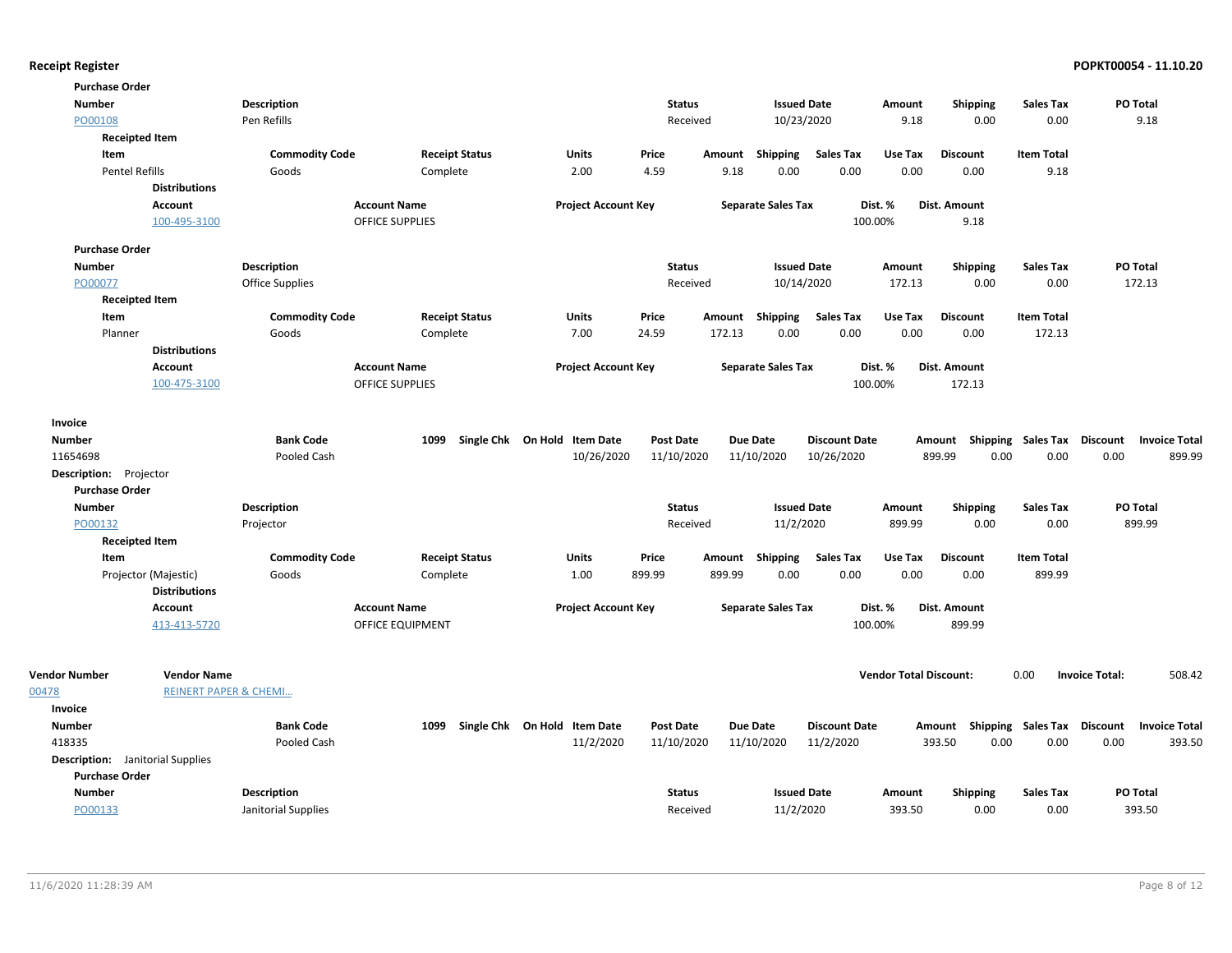**Receipt Register** — POPKT00054 - 11.10.20

**Purchase Order**

| Number | Description | Status | Issued Date | Amount | Shipping | Sales Tax | PO Total |
|---|---|---|---|---|---|---|---|
| PO00108 | Pen Refills | Received | 10/23/2020 | 9.18 | 0.00 | 0.00 | 9.18 |

**Receipted Item**

| Item | Commodity Code | Receipt Status | Units | Price | Amount | Shipping | Sales Tax | Use Tax | Discount | Item Total |
|---|---|---|---|---|---|---|---|---|---|---|
| Pentel Refills | Goods | Complete | 2.00 | 4.59 | 9.18 | 0.00 | 0.00 | 0.00 | 0.00 | 9.18 |

**Distributions**

| Account | Account Name | Project Account Key | Separate Sales Tax | Dist. % | Dist. Amount |
|---|---|---|---|---|---|
| 100-495-3100 | OFFICE SUPPLIES | | | 100.00% | 9.18 |

**Purchase Order**

| Number | Description | Status | Issued Date | Amount | Shipping | Sales Tax | PO Total |
|---|---|---|---|---|---|---|---|
| PO00077 | Office Supplies | Received | 10/14/2020 | 172.13 | 0.00 | 0.00 | 172.13 |

**Receipted Item**

| Item | Commodity Code | Receipt Status | Units | Price | Amount | Shipping | Sales Tax | Use Tax | Discount | Item Total |
|---|---|---|---|---|---|---|---|---|---|---|
| Planner | Goods | Complete | 7.00 | 24.59 | 172.13 | 0.00 | 0.00 | 0.00 | 0.00 | 172.13 |

**Distributions**

| Account | Account Name | Project Account Key | Separate Sales Tax | Dist. % | Dist. Amount |
|---|---|---|---|---|---|
| 100-475-3100 | OFFICE SUPPLIES | | | 100.00% | 172.13 |

**Invoice**

| Number | Bank Code | 1099 | Single Chk | On Hold | Item Date | Post Date | Due Date | Discount Date | Amount | Shipping | Sales Tax | Discount | Invoice Total |
|---|---|---|---|---|---|---|---|---|---|---|---|---|---|
| 11654698 | Pooled Cash | | | | 10/26/2020 | 11/10/2020 | 11/10/2020 | 10/26/2020 | 899.99 | 0.00 | 0.00 | 0.00 | 899.99 |

**Description:** Projector

**Purchase Order**

| Number | Description | Status | Issued Date | Amount | Shipping | Sales Tax | PO Total |
|---|---|---|---|---|---|---|---|
| PO00132 | Projector | Received | 11/2/2020 | 899.99 | 0.00 | 0.00 | 899.99 |

**Receipted Item**

| Item | Commodity Code | Receipt Status | Units | Price | Amount | Shipping | Sales Tax | Use Tax | Discount | Item Total |
|---|---|---|---|---|---|---|---|---|---|---|
| Projector (Majestic) | Goods | Complete | 1.00 | 899.99 | 899.99 | 0.00 | 0.00 | 0.00 | 0.00 | 899.99 |

**Distributions**

| Account | Account Name | Project Account Key | Separate Sales Tax | Dist. % | Dist. Amount |
|---|---|---|---|---|---|
| 413-413-5720 | OFFICE EQUIPMENT | | | 100.00% | 899.99 |

| Vendor Number | Vendor Name | Vendor Total Discount: | Invoice Total: |
|---|---|---|---|
| 00478 | REINERT PAPER & CHEMI... | 0.00 | 508.42 |

**Invoice**

| Number | Bank Code | 1099 | Single Chk | On Hold | Item Date | Post Date | Due Date | Discount Date | Amount | Shipping | Sales Tax | Discount | Invoice Total |
|---|---|---|---|---|---|---|---|---|---|---|---|---|---|
| 418335 | Pooled Cash | | | | 11/2/2020 | 11/10/2020 | 11/10/2020 | 11/2/2020 | 393.50 | 0.00 | 0.00 | 0.00 | 393.50 |

**Description:** Janitorial Supplies

**Purchase Order**

| Number | Description | Status | Issued Date | Amount | Shipping | Sales Tax | PO Total |
|---|---|---|---|---|---|---|---|
| PO00133 | Janitorial Supplies | Received | 11/2/2020 | 393.50 | 0.00 | 0.00 | 393.50 |

11/6/2020 11:28:39 AM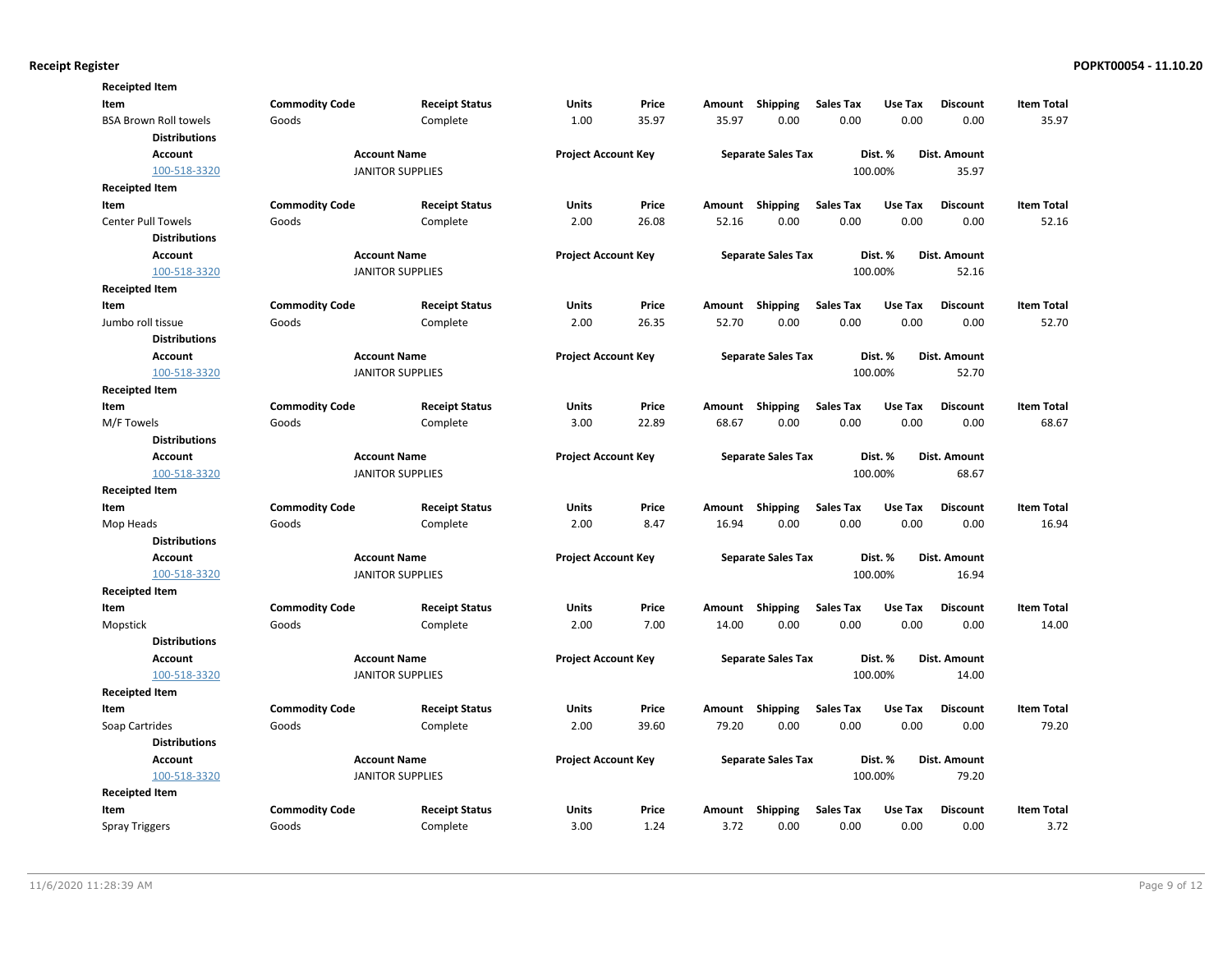**Receipt Register** **POPKT00054 - 11.10.20**

**Receipted Item**

| Item | Commodity Code | Receipt Status | Units | Price | Amount | Shipping | Sales Tax | Use Tax | Discount | Item Total |
|---|---|---|---|---|---|---|---|---|---|---|
| BSA Brown Roll towels | Goods | Complete | 1.00 | 35.97 | 35.97 | 0.00 | 0.00 | 0.00 | 0.00 | 35.97 |

**Distributions**

| Account | Account Name | Project Account Key | Separate Sales Tax | Dist. % | Dist. Amount |
|---|---|---|---|---|---|
| 100-518-3320 | JANITOR SUPPLIES | | | 100.00% | 35.97 |

**Receipted Item**

| Item | Commodity Code | Receipt Status | Units | Price | Amount | Shipping | Sales Tax | Use Tax | Discount | Item Total |
|---|---|---|---|---|---|---|---|---|---|---|
| Center Pull Towels | Goods | Complete | 2.00 | 26.08 | 52.16 | 0.00 | 0.00 | 0.00 | 0.00 | 52.16 |

**Distributions**

| Account | Account Name | Project Account Key | Separate Sales Tax | Dist. % | Dist. Amount |
|---|---|---|---|---|---|
| 100-518-3320 | JANITOR SUPPLIES | | | 100.00% | 52.16 |

**Receipted Item**

| Item | Commodity Code | Receipt Status | Units | Price | Amount | Shipping | Sales Tax | Use Tax | Discount | Item Total |
|---|---|---|---|---|---|---|---|---|---|---|
| Jumbo roll tissue | Goods | Complete | 2.00 | 26.35 | 52.70 | 0.00 | 0.00 | 0.00 | 0.00 | 52.70 |

**Distributions**

| Account | Account Name | Project Account Key | Separate Sales Tax | Dist. % | Dist. Amount |
|---|---|---|---|---|---|
| 100-518-3320 | JANITOR SUPPLIES | | | 100.00% | 52.70 |

**Receipted Item**

| Item | Commodity Code | Receipt Status | Units | Price | Amount | Shipping | Sales Tax | Use Tax | Discount | Item Total |
|---|---|---|---|---|---|---|---|---|---|---|
| M/F Towels | Goods | Complete | 3.00 | 22.89 | 68.67 | 0.00 | 0.00 | 0.00 | 0.00 | 68.67 |

**Distributions**

| Account | Account Name | Project Account Key | Separate Sales Tax | Dist. % | Dist. Amount |
|---|---|---|---|---|---|
| 100-518-3320 | JANITOR SUPPLIES | | | 100.00% | 68.67 |

**Receipted Item**

| Item | Commodity Code | Receipt Status | Units | Price | Amount | Shipping | Sales Tax | Use Tax | Discount | Item Total |
|---|---|---|---|---|---|---|---|---|---|---|
| Mop Heads | Goods | Complete | 2.00 | 8.47 | 16.94 | 0.00 | 0.00 | 0.00 | 0.00 | 16.94 |

**Distributions**

| Account | Account Name | Project Account Key | Separate Sales Tax | Dist. % | Dist. Amount |
|---|---|---|---|---|---|
| 100-518-3320 | JANITOR SUPPLIES | | | 100.00% | 16.94 |

**Receipted Item**

| Item | Commodity Code | Receipt Status | Units | Price | Amount | Shipping | Sales Tax | Use Tax | Discount | Item Total |
|---|---|---|---|---|---|---|---|---|---|---|
| Mopstick | Goods | Complete | 2.00 | 7.00 | 14.00 | 0.00 | 0.00 | 0.00 | 0.00 | 14.00 |

**Distributions**

| Account | Account Name | Project Account Key | Separate Sales Tax | Dist. % | Dist. Amount |
|---|---|---|---|---|---|
| 100-518-3320 | JANITOR SUPPLIES | | | 100.00% | 14.00 |

**Receipted Item**

| Item | Commodity Code | Receipt Status | Units | Price | Amount | Shipping | Sales Tax | Use Tax | Discount | Item Total |
|---|---|---|---|---|---|---|---|---|---|---|
| Soap Cartrides | Goods | Complete | 2.00 | 39.60 | 79.20 | 0.00 | 0.00 | 0.00 | 0.00 | 79.20 |

**Distributions**

| Account | Account Name | Project Account Key | Separate Sales Tax | Dist. % | Dist. Amount |
|---|---|---|---|---|---|
| 100-518-3320 | JANITOR SUPPLIES | | | 100.00% | 79.20 |

**Receipted Item**

| Item | Commodity Code | Receipt Status | Units | Price | Amount | Shipping | Sales Tax | Use Tax | Discount | Item Total |
|---|---|---|---|---|---|---|---|---|---|---|
| Spray Triggers | Goods | Complete | 3.00 | 1.24 | 3.72 | 0.00 | 0.00 | 0.00 | 0.00 | 3.72 |

11/6/2020 11:28:39 AM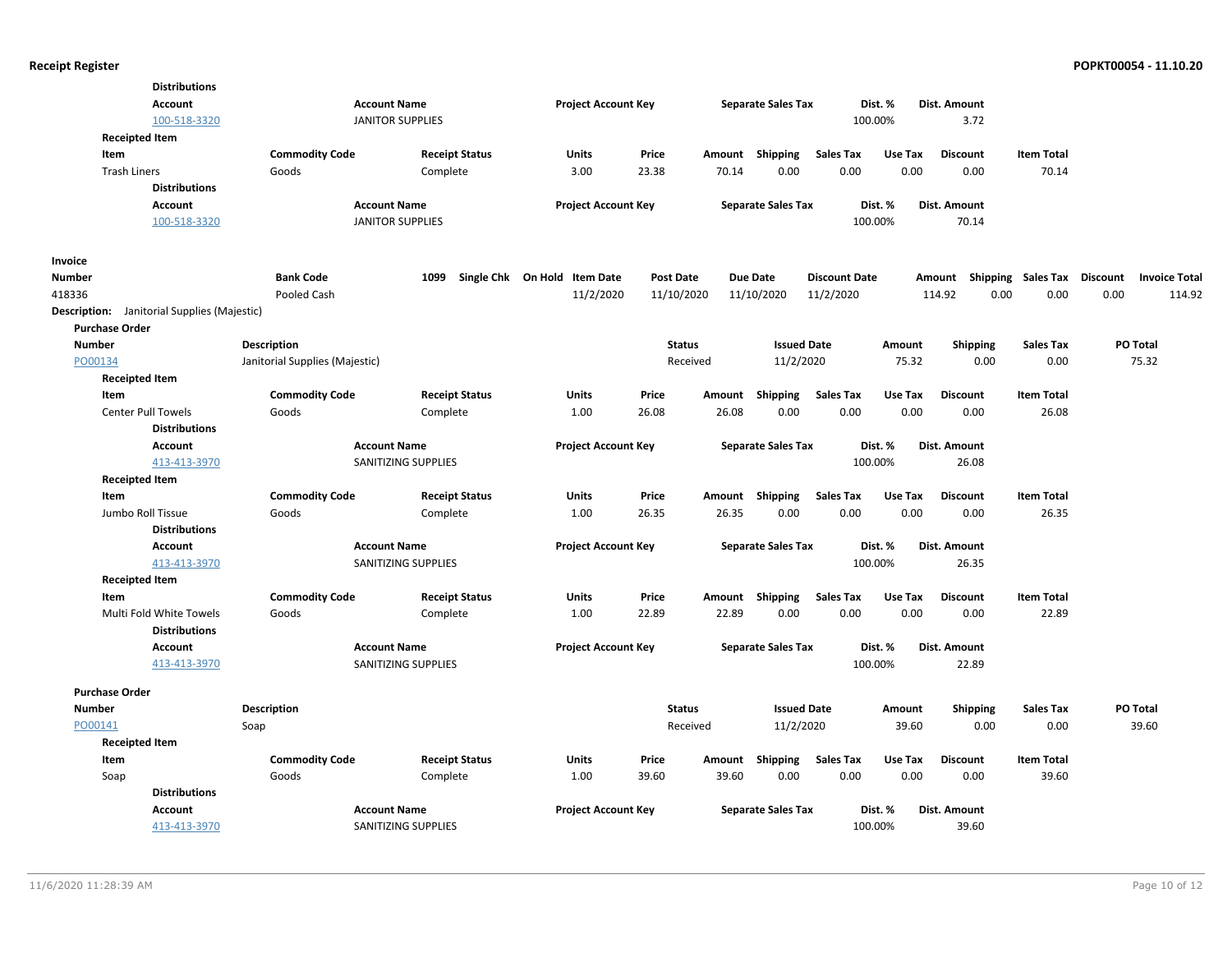**Distributions**

| Account | Account Name | Project Account Key | Separate Sales Tax | Dist. % | Dist. Amount |
|---|---|---|---|---|---|
| 100-518-3320 | JANITOR SUPPLIES | | | 100.00% | 3.72 |

**Receipted Item**

| Item | Commodity Code | Receipt Status | Units | Price | Amount | Shipping | Sales Tax | Use Tax | Discount | Item Total |
|---|---|---|---|---|---|---|---|---|---|---|
| Trash Liners | Goods | Complete | 3.00 | 23.38 | 70.14 | 0.00 | 0.00 | 0.00 | 0.00 | 70.14 |

**Distributions**

| Account | Account Name | Project Account Key | Separate Sales Tax | Dist. % | Dist. Amount |
|---|---|---|---|---|---|
| 100-518-3320 | JANITOR SUPPLIES | | | 100.00% | 70.14 |

**Invoice**

| Number | Bank Code | 1099 | Single Chk | On Hold | Item Date | Post Date | Due Date | Discount Date | Amount | Shipping | Sales Tax | Discount | Invoice Total |
|---|---|---|---|---|---|---|---|---|---|---|---|---|---|
| 418336 | Pooled Cash | | | | 11/2/2020 | 11/10/2020 | 11/10/2020 | 11/2/2020 | 114.92 | 0.00 | 0.00 | 0.00 | 114.92 |

**Description:** Janitorial Supplies (Majestic)

**Purchase Order**

| Number | Description | Status | Issued Date | Amount | Shipping | Sales Tax | PO Total |
|---|---|---|---|---|---|---|---|
| PO00134 | Janitorial Supplies (Majestic) | Received | 11/2/2020 | 75.32 | 0.00 | 0.00 | 75.32 |

**Receipted Item**

| Item | Commodity Code | Receipt Status | Units | Price | Amount | Shipping | Sales Tax | Use Tax | Discount | Item Total |
|---|---|---|---|---|---|---|---|---|---|---|
| Center Pull Towels | Goods | Complete | 1.00 | 26.08 | 26.08 | 0.00 | 0.00 | 0.00 | 0.00 | 26.08 |

**Distributions**

| Account | Account Name | Project Account Key | Separate Sales Tax | Dist. % | Dist. Amount |
|---|---|---|---|---|---|
| 413-413-3970 | SANITIZING SUPPLIES | | | 100.00% | 26.08 |

**Receipted Item**

| Item | Commodity Code | Receipt Status | Units | Price | Amount | Shipping | Sales Tax | Use Tax | Discount | Item Total |
|---|---|---|---|---|---|---|---|---|---|---|
| Jumbo Roll Tissue | Goods | Complete | 1.00 | 26.35 | 26.35 | 0.00 | 0.00 | 0.00 | 0.00 | 26.35 |

**Distributions**

| Account | Account Name | Project Account Key | Separate Sales Tax | Dist. % | Dist. Amount |
|---|---|---|---|---|---|
| 413-413-3970 | SANITIZING SUPPLIES | | | 100.00% | 26.35 |

**Receipted Item**

| Item | Commodity Code | Receipt Status | Units | Price | Amount | Shipping | Sales Tax | Use Tax | Discount | Item Total |
|---|---|---|---|---|---|---|---|---|---|---|
| Multi Fold White Towels | Goods | Complete | 1.00 | 22.89 | 22.89 | 0.00 | 0.00 | 0.00 | 0.00 | 22.89 |

**Distributions**

| Account | Account Name | Project Account Key | Separate Sales Tax | Dist. % | Dist. Amount |
|---|---|---|---|---|---|
| 413-413-3970 | SANITIZING SUPPLIES | | | 100.00% | 22.89 |

**Purchase Order**

| Number | Description | Status | Issued Date | Amount | Shipping | Sales Tax | PO Total |
|---|---|---|---|---|---|---|---|
| PO00141 | Soap | Received | 11/2/2020 | 39.60 | 0.00 | 0.00 | 39.60 |

**Receipted Item**

| Item | Commodity Code | Receipt Status | Units | Price | Amount | Shipping | Sales Tax | Use Tax | Discount | Item Total |
|---|---|---|---|---|---|---|---|---|---|---|
| Soap | Goods | Complete | 1.00 | 39.60 | 39.60 | 0.00 | 0.00 | 0.00 | 0.00 | 39.60 |

**Distributions**

| Account | Account Name | Project Account Key | Separate Sales Tax | Dist. % | Dist. Amount |
|---|---|---|---|---|---|
| 413-413-3970 | SANITIZING SUPPLIES | | | 100.00% | 39.60 |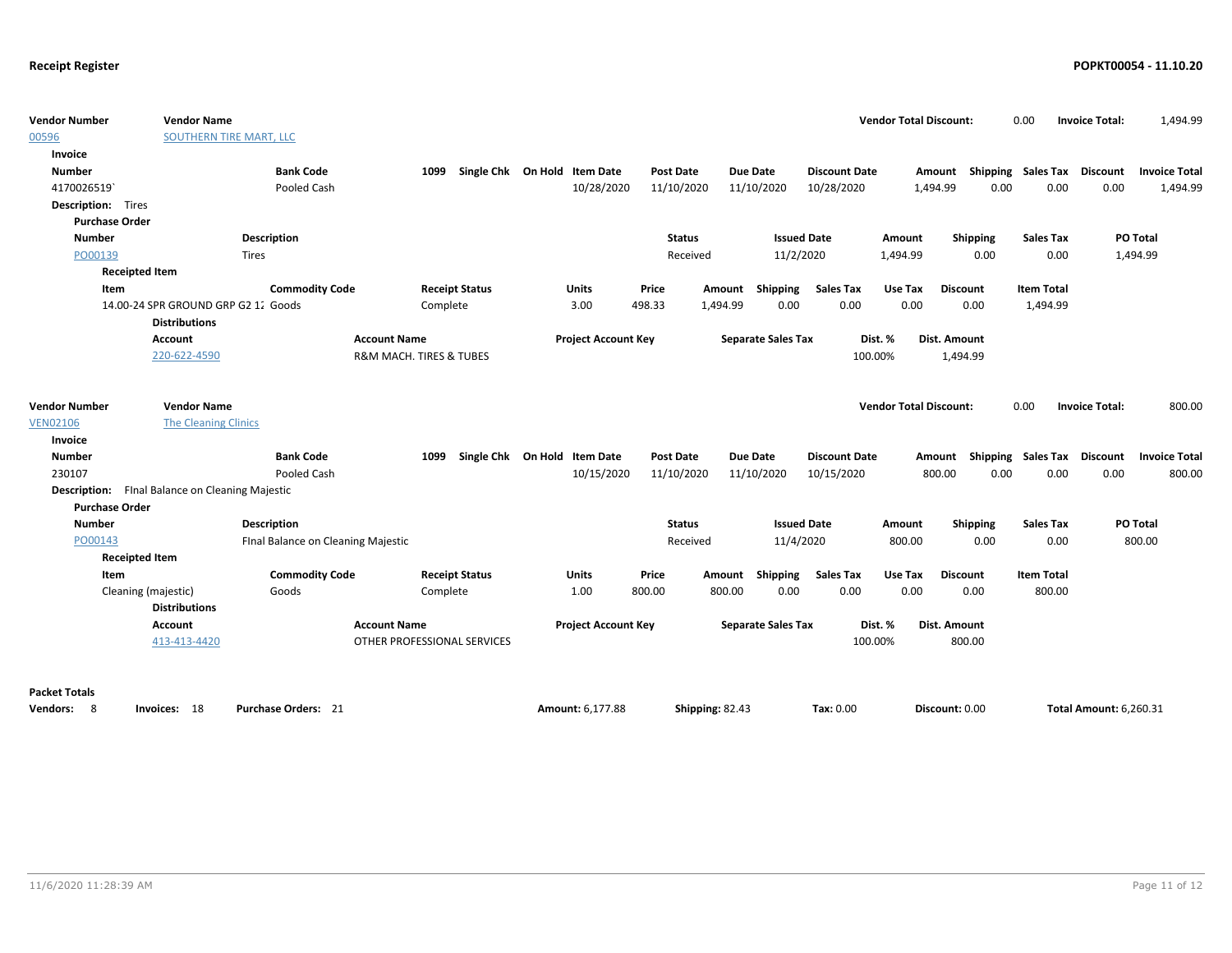| Vendor Number | Vendor Name | Vendor Total Discount: | 0.00 | Invoice Total: | 1,494.99 |
|---|---|---|---|---|---|
| 00596 | SOUTHERN TIRE MART, LLC | | | | |

**Invoice**

| Number | Bank Code | 1099 | Single Chk | On Hold | Item Date | Post Date | Due Date | Discount Date | Amount | Shipping | Sales Tax | Discount | Invoice Total |
|---|---|---|---|---|---|---|---|---|---|---|---|---|---|
| 4170026519` | Pooled Cash | | | | 10/28/2020 | 11/10/2020 | 11/10/2020 | 10/28/2020 | 1,494.99 | 0.00 | 0.00 | 0.00 | 1,494.99 |

**Description:** Tires

**Purchase Order**

| Number | Description | Status | Issued Date | Amount | Shipping | Sales Tax | PO Total |
|---|---|---|---|---|---|---|---|
| PO00139 | Tires | Received | 11/2/2020 | 1,494.99 | 0.00 | 0.00 | 1,494.99 |

**Receipted Item**

| Item | Commodity Code | Receipt Status | Units | Price | Amount | Shipping | Sales Tax | Use Tax | Discount | Item Total |
|---|---|---|---|---|---|---|---|---|---|---|
| 14.00-24 SPR GROUND GRP G2 12 | Goods | Complete | 3.00 | 498.33 | 1,494.99 | 0.00 | 0.00 | 0.00 | 0.00 | 1,494.99 |

**Distributions**

| Account | Account Name | Project Account Key | Separate Sales Tax | Dist. % | Dist. Amount |
|---|---|---|---|---|---|
| 220-622-4590 | R&M MACH. TIRES & TUBES | | | 100.00% | 1,494.99 |

| Vendor Number | Vendor Name | Vendor Total Discount: | 0.00 | Invoice Total: | 800.00 |
|---|---|---|---|---|---|
| VEN02106 | The Cleaning Clinics | | | | |

**Invoice**

| Number | Bank Code | 1099 | Single Chk | On Hold | Item Date | Post Date | Due Date | Discount Date | Amount | Shipping | Sales Tax | Discount | Invoice Total |
|---|---|---|---|---|---|---|---|---|---|---|---|---|---|
| 230107 | Pooled Cash | | | | 10/15/2020 | 11/10/2020 | 11/10/2020 | 10/15/2020 | 800.00 | 0.00 | 0.00 | 0.00 | 800.00 |

**Description:** FInal Balance on Cleaning Majestic

**Purchase Order**

| Number | Description | Status | Issued Date | Amount | Shipping | Sales Tax | PO Total |
|---|---|---|---|---|---|---|---|
| PO00143 | FInal Balance on Cleaning Majestic | Received | 11/4/2020 | 800.00 | 0.00 | 0.00 | 800.00 |

**Receipted Item**

| Item | Commodity Code | Receipt Status | Units | Price | Amount | Shipping | Sales Tax | Use Tax | Discount | Item Total |
|---|---|---|---|---|---|---|---|---|---|---|
| Cleaning (majestic) | Goods | Complete | 1.00 | 800.00 | 800.00 | 0.00 | 0.00 | 0.00 | 0.00 | 800.00 |

**Distributions**

| Account | Account Name | Project Account Key | Separate Sales Tax | Dist. % | Dist. Amount |
|---|---|---|---|---|---|
| 413-413-4420 | OTHER PROFESSIONAL SERVICES | | | 100.00% | 800.00 |

**Packet Totals**

| Vendors: | Invoices: | Purchase Orders: | Amount: | Shipping: | Tax: | Discount: | Total Amount: |
|---|---|---|---|---|---|---|---|
| 8 | 18 | 21 | 6,177.88 | 82.43 | 0.00 | 0.00 | 6,260.31 |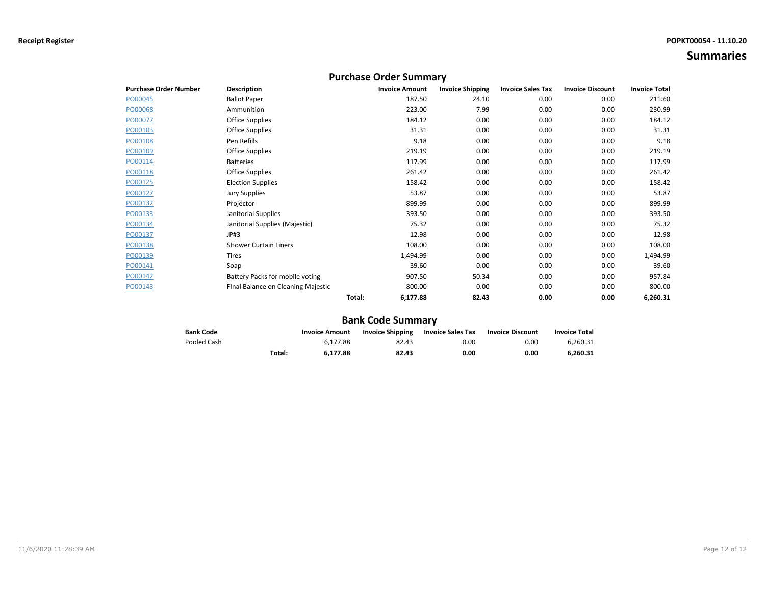Receipt Register

POPKT00054 - 11.10.20

# Summaries

## Purchase Order Summary

| Purchase Order Number | Description | Invoice Amount | Invoice Shipping | Invoice Sales Tax | Invoice Discount | Invoice Total |
|---|---|---|---|---|---|---|
| PO00045 | Ballot Paper | 187.50 | 24.10 | 0.00 | 0.00 | 211.60 |
| PO00068 | Ammunition | 223.00 | 7.99 | 0.00 | 0.00 | 230.99 |
| PO00077 | Office Supplies | 184.12 | 0.00 | 0.00 | 0.00 | 184.12 |
| PO00103 | Office Supplies | 31.31 | 0.00 | 0.00 | 0.00 | 31.31 |
| PO00108 | Pen Refills | 9.18 | 0.00 | 0.00 | 0.00 | 9.18 |
| PO00109 | Office Supplies | 219.19 | 0.00 | 0.00 | 0.00 | 219.19 |
| PO00114 | Batteries | 117.99 | 0.00 | 0.00 | 0.00 | 117.99 |
| PO00118 | Office Supplies | 261.42 | 0.00 | 0.00 | 0.00 | 261.42 |
| PO00125 | Election Supplies | 158.42 | 0.00 | 0.00 | 0.00 | 158.42 |
| PO00127 | Jury Supplies | 53.87 | 0.00 | 0.00 | 0.00 | 53.87 |
| PO00132 | Projector | 899.99 | 0.00 | 0.00 | 0.00 | 899.99 |
| PO00133 | Janitorial Supplies | 393.50 | 0.00 | 0.00 | 0.00 | 393.50 |
| PO00134 | Janitorial Supplies (Majestic) | 75.32 | 0.00 | 0.00 | 0.00 | 75.32 |
| PO00137 | JP#3 | 12.98 | 0.00 | 0.00 | 0.00 | 12.98 |
| PO00138 | SHower Curtain Liners | 108.00 | 0.00 | 0.00 | 0.00 | 108.00 |
| PO00139 | Tires | 1,494.99 | 0.00 | 0.00 | 0.00 | 1,494.99 |
| PO00141 | Soap | 39.60 | 0.00 | 0.00 | 0.00 | 39.60 |
| PO00142 | Battery Packs for mobile voting | 907.50 | 50.34 | 0.00 | 0.00 | 957.84 |
| PO00143 | FInal Balance on Cleaning Majestic | 800.00 | 0.00 | 0.00 | 0.00 | 800.00 |
| | **Total:** | **6,177.88** | **82.43** | **0.00** | **0.00** | **6,260.31** |

## Bank Code Summary

| Bank Code | | Invoice Amount | Invoice Shipping | Invoice Sales Tax | Invoice Discount | Invoice Total |
|---|---|---|---|---|---|---|
| Pooled Cash | | 6,177.88 | 82.43 | 0.00 | 0.00 | 6,260.31 |
| | **Total:** | **6,177.88** | **82.43** | **0.00** | **0.00** | **6,260.31** |

11/6/2020 11:28:39 AM